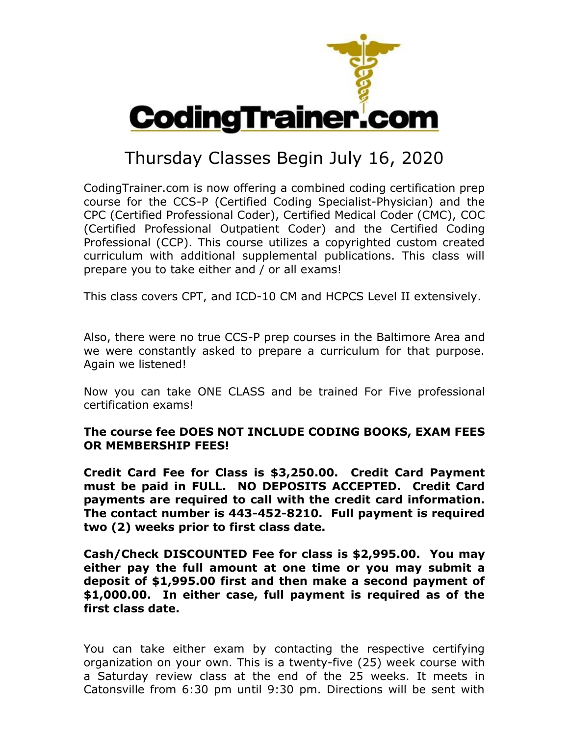# CodingTrainer.com

## Thursday Classes Begin July 16, 2020

CodingTrainer.com is now offering a combined coding certification prep course for the CCS-P (Certified Coding Specialist-Physician) and the CPC (Certified Professional Coder), Certified Medical Coder (CMC), COC (Certified Professional Outpatient Coder) and the Certified Coding Professional (CCP). This course utilizes a copyrighted custom created curriculum with additional supplemental publications. This class will prepare you to take either and / or all exams!

This class covers CPT, and ICD-10 CM and HCPCS Level II extensively.

Also, there were no true CCS-P prep courses in the Baltimore Area and we were constantly asked to prepare a curriculum for that purpose. Again we listened!

Now you can take ONE CLASS and be trained For Five professional certification exams!

**The course fee DOES NOT INCLUDE CODING BOOKS, EXAM FEES OR MEMBERSHIP FEES!**

**Credit Card Fee for Class is $3,250.00. Credit Card Payment must be paid in FULL. NO DEPOSITS ACCEPTED. Credit Card payments are required to call with the credit card information. The contact number is 443-452-8210. Full payment is required two (2) weeks prior to first class date.**

**Cash/Check DISCOUNTED Fee for class is $2,995.00. You may either pay the full amount at one time or you may submit a deposit of $1,995.00 first and then make a second payment of $1,000.00. In either case, full payment is required as of the first class date.**

You can take either exam by contacting the respective certifying organization on your own. This is a twenty-five (25) week course with a Saturday review class at the end of the 25 weeks. It meets in Catonsville from 6:30 pm until 9:30 pm. Directions will be sent with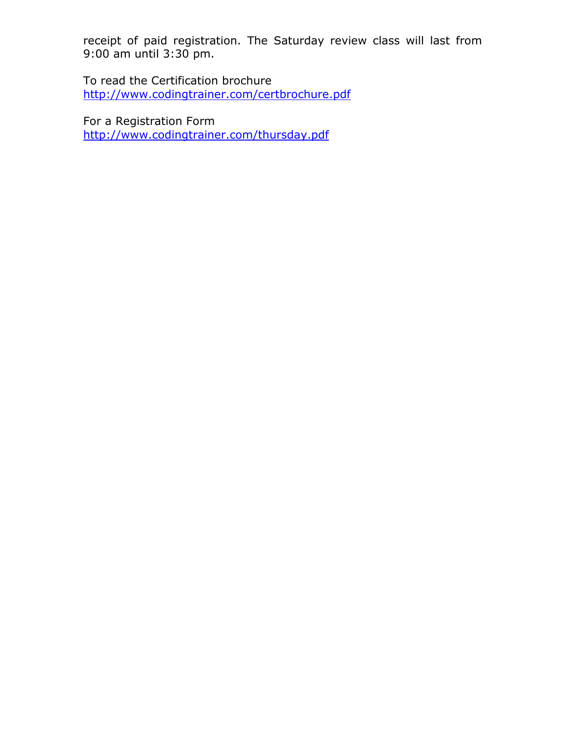receipt of paid registration. The Saturday review class will last from 9:00 am until 3:30 pm.

To read the Certification brochure
http://www.codingtrainer.com/certbrochure.pdf

For a Registration Form
http://www.codingtrainer.com/thursday.pdf